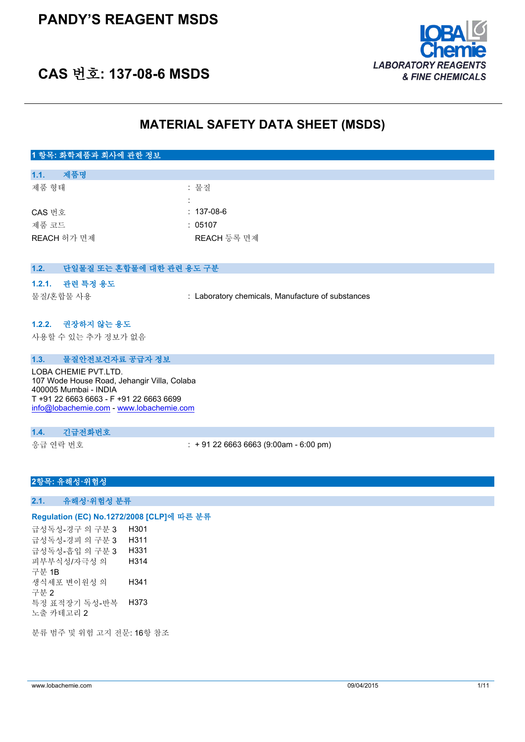# PANDY'S REAGENT MSDS

# CAS 번호: 137-08-6 MSDS

LABORATORY REAGENTS & FINE CHEMICALS

## MATERIAL SAFETY DATA SHEET (MSDS)

### 1 항목: 화학제품과 회사에 관한 정보

#### 1.1. 제품명

| | |
|---|---|
| 제품 형태 | : 물질 |
| | : |
| CAS 번호 | : 137-08-6 |
| 제품 코드 | : 05107 |
| REACH 허가 면제 | REACH 등록 면제 |

#### 1.2. 단일물질 또는 혼합물에 대한 관련 용도 구분

##### 1.2.1. 관련 특정 용도

| | |
|---|---|
| 물질/혼합물 사용 | : Laboratory chemicals, Manufacture of substances |

##### 1.2.2. 권장하지 않는 용도

사용할 수 있는 추가 정보가 없음

#### 1.3. 물질안전보건자료 공급자 정보

LOBA CHEMIE PVT.LTD.
107 Wode House Road, Jehangir Villa, Colaba
400005 Mumbai - INDIA
T +91 22 6663 6663 - F +91 22 6663 6699
info@lobachemie.com - www.lobachemie.com

#### 1.4. 긴급전화번호

| | |
|---|---|
| 응급 연락 번호 | : + 91 22 6663 6663 (9:00am - 6:00 pm) |

### 2항목: 유해성·위험성

#### 2.1. 유해성·위험성 분류

**Regulation (EC) No.1272/2008 [CLP]에 따른 분류**

| | |
|---|---|
| 급성독성-경구 의 구분 3 | H301 |
| 급성독성-경피 의 구분 3 | H311 |
| 급성독성-흡입 의 구분 3 | H331 |
| 피부부식성/자극성 의 구분 1B | H314 |
| 생식세포 변이원성 의 구분 2 | H341 |
| 특정 표적장기 독성-반복 노출 카테고리 2 | H373 |

분류 범주 및 위험 고지 전문: 16항 참조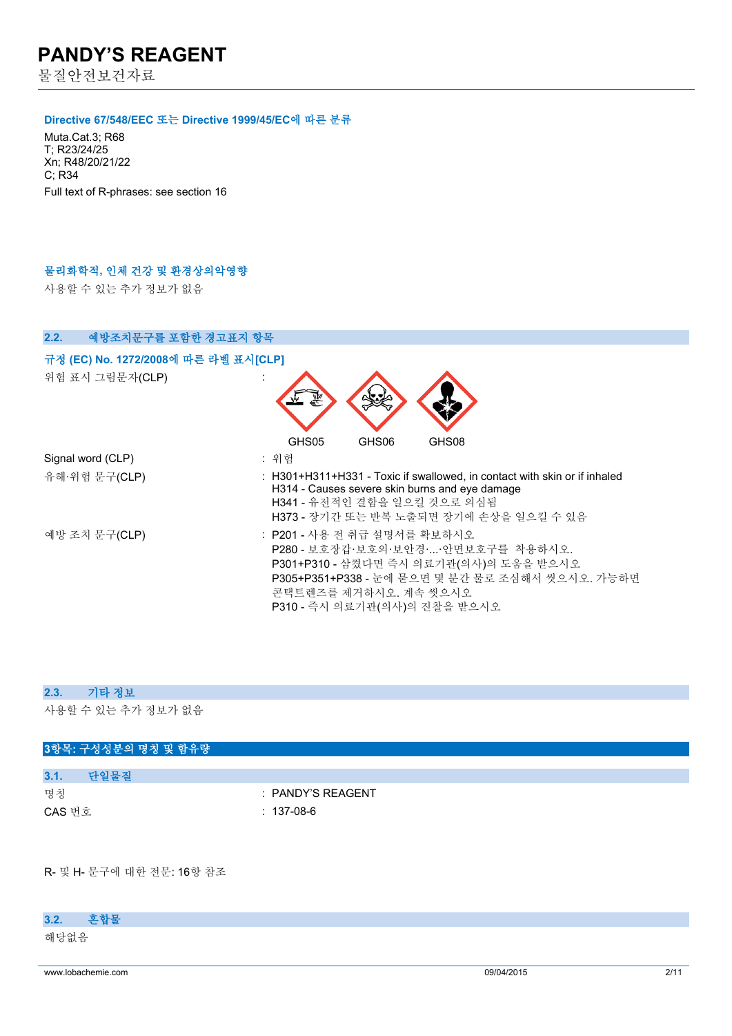### Directive 67/548/EEC 또는 Directive 1999/45/EC에 따른 분류

Muta.Cat.3; R68
T; R23/24/25
Xn; R48/20/21/22
C; R34
Full text of R-phrases: see section 16

### 물리화학적, 인체 건강 및 환경상의악영향

사용할 수 있는 추가 정보가 없음

## 2.2. 예방조치문구를 포함한 경고표지 항목

### 규정 (EC) No. 1272/2008에 따른 라벨 표시[CLP]

| | |
|---|---|
| 위험 표시 그림문자(CLP) | : GHS05 GHS06 GHS08 |
| Signal word (CLP) | : 위험 |
| 유해·위험 문구(CLP) | : H301+H311+H331 - Toxic if swallowed, in contact with skin or if inhaled<br>H314 - Causes severe skin burns and eye damage<br>H341 - 유전적인 결함을 일으킬 것으로 의심됨<br>H373 - 장기간 또는 반복 노출되면 장기에 손상을 일으킬 수 있음 |
| 예방 조치 문구(CLP) | : P201 - 사용 전 취급 설명서를 확보하시오<br>P280 - 보호장갑·보호의·보안경·...·안면보호구를 착용하시오.<br>P301+P310 - 삼켰다면 즉시 의료기관(의사)의 도움을 받으시오<br>P305+P351+P338 - 눈에 묻으면 몇 분간 물로 조심해서 씻으시오. 가능하면 콘택트렌즈를 제거하시오. 계속 씻으시오<br>P310 - 즉시 의료기관(의사)의 진찰을 받으시오 |

## 2.3. 기타 정보

사용할 수 있는 추가 정보가 없음

# 3항목: 구성성분의 명칭 및 함유량

## 3.1. 단일물질

| | |
|---|---|
| 명칭 | : PANDY'S REAGENT |
| CAS 번호 | : 137-08-6 |

R- 및 H- 문구에 대한 전문: 16항 참조

## 3.2. 혼합물

해당없음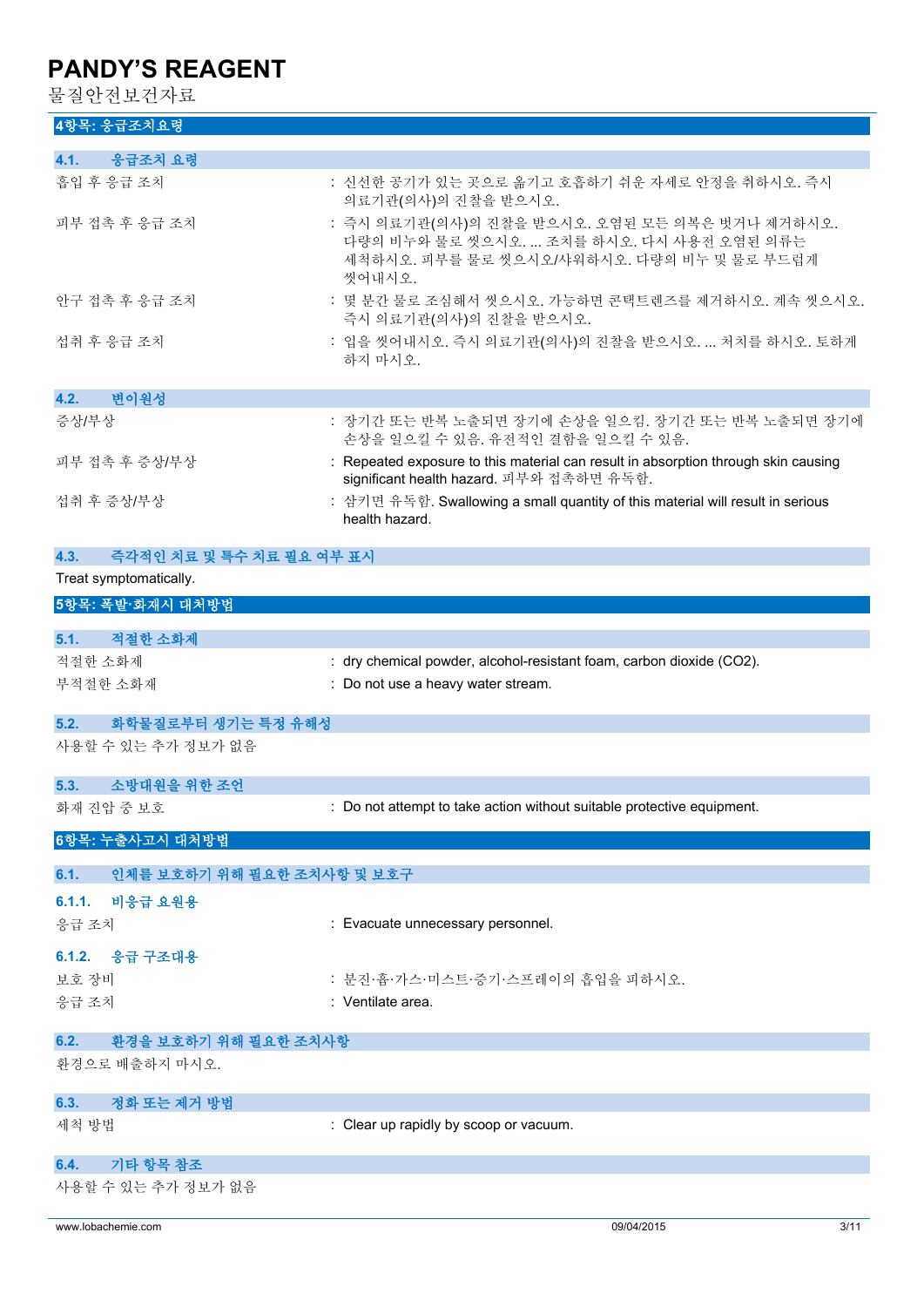## 4항목: 응급조치요령

### 4.1. 응급조치 요령

| | |
|---|---|
| 흡입 후 응급 조치 | : 신선한 공기가 있는 곳으로 옮기고 호흡하기 쉬운 자세로 안정을 취하시오. 즉시 의료기관(의사)의 진찰을 받으시오. |
| 피부 접촉 후 응급 조치 | : 즉시 의료기관(의사)의 진찰을 받으시오. 오염된 모든 의복은 벗거나 제거하시오. 다량의 비누와 물로 씻으시오. ... 조치를 하시오. 다시 사용전 오염된 의류는 세척하시오. 피부를 물로 씻으시오/샤워하시오. 다량의 비누 및 물로 부드럽게 씻어내시오. |
| 안구 접촉 후 응급 조치 | : 몇 분간 물로 조심해서 씻으시오. 가능하면 콘택트렌즈를 제거하시오. 계속 씻으시오. 즉시 의료기관(의사)의 진찰을 받으시오. |
| 섭취 후 응급 조치 | : 입을 씻어내시오. 즉시 의료기관(의사)의 진찰을 받으시오. ... 처치를 하시오. 토하게 하지 마시오. |

### 4.2. 변이원성

| | |
|---|---|
| 증상/부상 | : 장기간 또는 반복 노출되면 장기에 손상을 일으킴. 장기간 또는 반복 노출되면 장기에 손상을 일으킬 수 있음. 유전적인 결함을 일으킬 수 있음. |
| 피부 접촉 후 증상/부상 | : Repeated exposure to this material can result in absorption through skin causing significant health hazard. 피부와 접촉하면 유독함. |
| 섭취 후 증상/부상 | : 삼키면 유독함. Swallowing a small quantity of this material will result in serious health hazard. |

### 4.3. 즉각적인 치료 및 특수 치료 필요 여부 표시

Treat symptomatically.

## 5항목: 폭발·화재시 대처방법

### 5.1. 적절한 소화제

| | |
|---|---|
| 적절한 소화제 | : dry chemical powder, alcohol-resistant foam, carbon dioxide ($CO_2$). |
| 부적절한 소화제 | : Do not use a heavy water stream. |

### 5.2. 화학물질로부터 생기는 특정 유해성

사용할 수 있는 추가 정보가 없음

### 5.3. 소방대원을 위한 조언

| | |
|---|---|
| 화재 진압 중 보호 | : Do not attempt to take action without suitable protective equipment. |

## 6항목: 누출사고시 대처방법

### 6.1. 인체를 보호하기 위해 필요한 조치사항 및 보호구

#### 6.1.1. 비응급 요원용

| | |
|---|---|
| 응급 조치 | : Evacuate unnecessary personnel. |

#### 6.1.2. 응급 구조대용

| | |
|---|---|
| 보호 장비 | : 분진·흄·가스·미스트·증기·스프레이의 흡입을 피하시오. |
| 응급 조치 | : Ventilate area. |

### 6.2. 환경을 보호하기 위해 필요한 조치사항

환경으로 배출하지 마시오.

### 6.3. 정화 또는 제거 방법

| | |
|---|---|
| 세척 방법 | : Clear up rapidly by scoop or vacuum. |

### 6.4. 기타 항목 참조

사용할 수 있는 추가 정보가 없음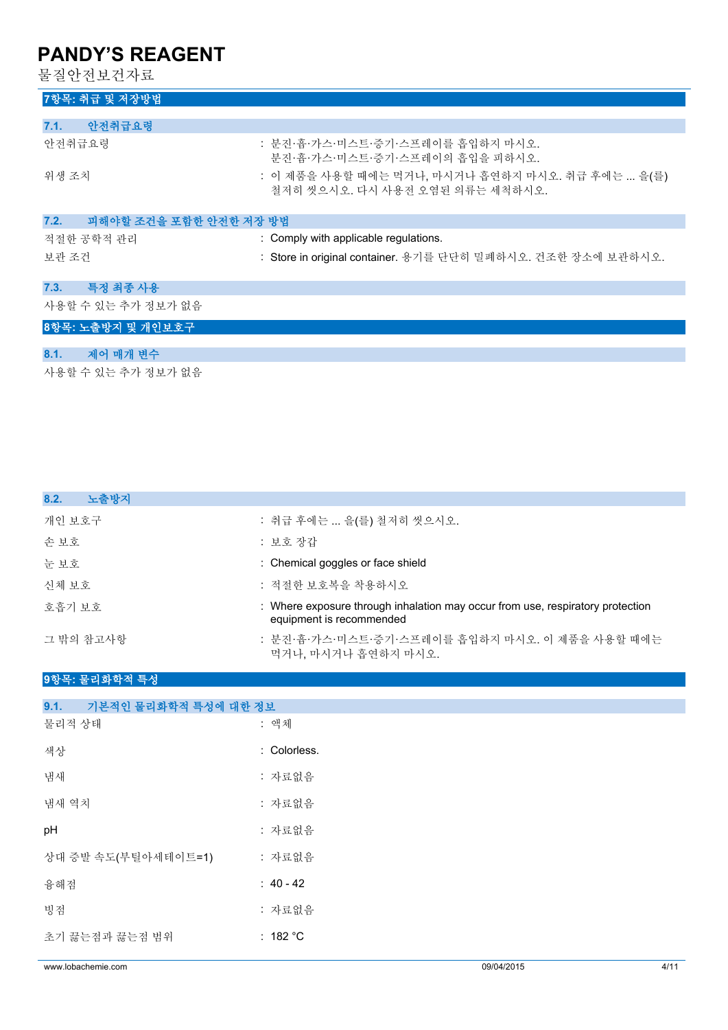## 7항목: 취급 및 저장방법

### 7.1. 안전취급요령

| | |
|---|---|
| 안전취급요령 | : 분진·흄·가스·미스트·증기·스프레이를 흡입하지 마시오. 분진·흄·가스·미스트·증기·스프레이의 흡입을 피하시오. |
| 위생 조치 | : 이 제품을 사용할 때에는 먹거나, 마시거나 흡연하지 마시오. 취급 후에는 ... 을(를) 철저히 씻으시오. 다시 사용전 오염된 의류는 세척하시오. |

### 7.2. 피해야할 조건을 포함한 안전한 저장 방법

| | |
|---|---|
| 적절한 공학적 관리 | : Comply with applicable regulations. |
| 보관 조건 | : Store in original container. 용기를 단단히 밀폐하시오. 건조한 장소에 보관하시오. |

### 7.3. 특정 최종 사용

사용할 수 있는 추가 정보가 없음

## 8항목: 노출방지 및 개인보호구

### 8.1. 제어 매개 변수

사용할 수 있는 추가 정보가 없음

### 8.2. 노출방지

| | |
|---|---|
| 개인 보호구 | : 취급 후에는 ... 을(를) 철저히 씻으시오. |
| 손 보호 | : 보호 장갑 |
| 눈 보호 | : Chemical goggles or face shield |
| 신체 보호 | : 적절한 보호복을 착용하시오 |
| 호흡기 보호 | : Where exposure through inhalation may occur from use, respiratory protection equipment is recommended |
| 그 밖의 참고사항 | : 분진·흄·가스·미스트·증기·스프레이를 흡입하지 마시오. 이 제품을 사용할 때에는 먹거나, 마시거나 흡연하지 마시오. |

## 9항목: 물리화학적 특성

### 9.1. 기본적인 물리화학적 특성에 대한 정보

| | |
|---|---|
| 물리적 상태 | : 액체 |
| 색상 | : Colorless. |
| 냄새 | : 자료없음 |
| 냄새 역치 | : 자료없음 |
| pH | : 자료없음 |
| 상대 증발 속도(부틸아세테이트=1) | : 자료없음 |
| 융해점 | : 40 - 42 |
| 빙점 | : 자료없음 |
| 초기 끓는점과 끓는점 범위 | : 182 °C |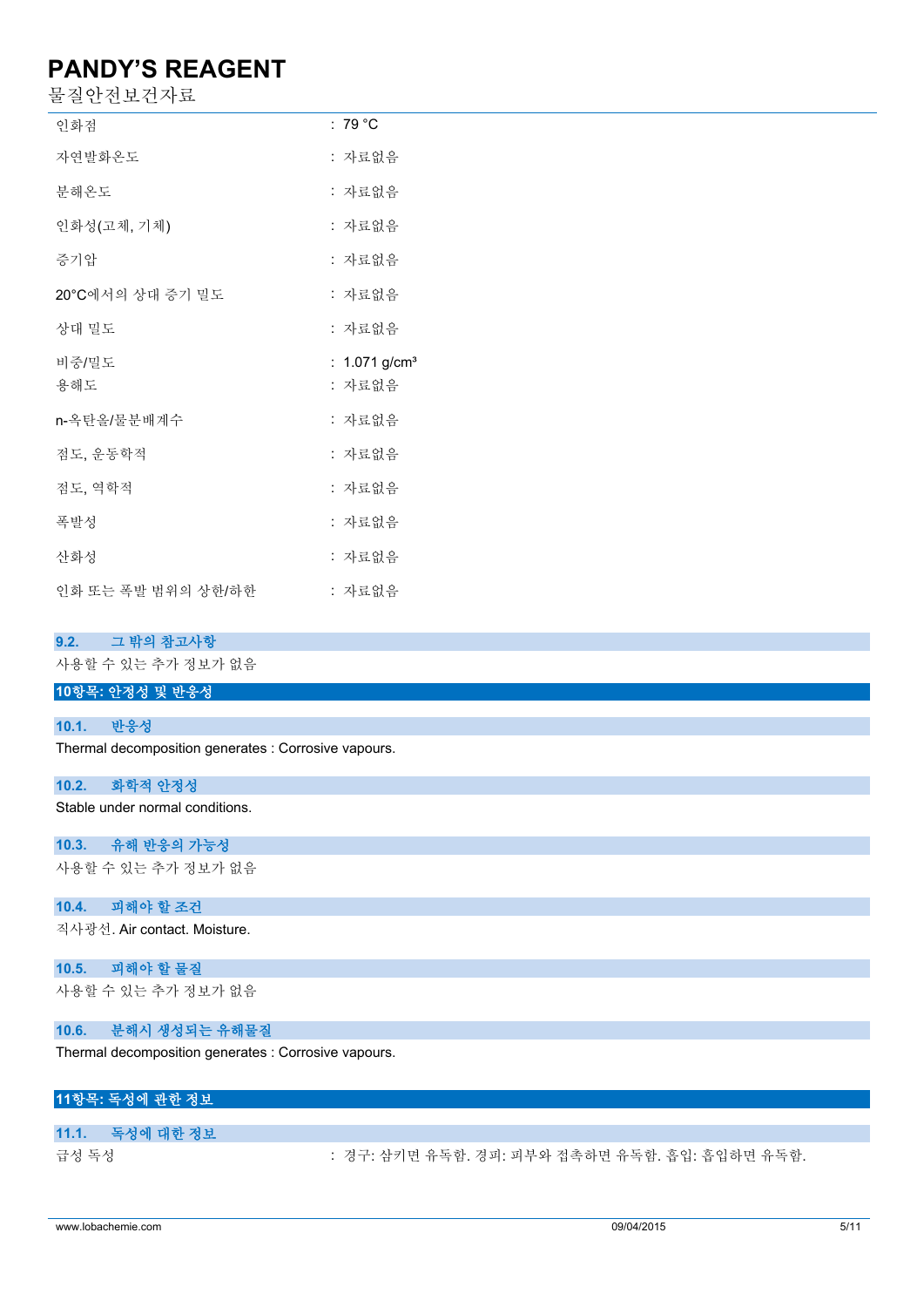| | |
|---|---|
| 인화점 | : 79 °C |
| 자연발화온도 | : 자료없음 |
| 분해온도 | : 자료없음 |
| 인화성(고체, 기체) | : 자료없음 |
| 증기압 | : 자료없음 |
| 20°C에서의 상대 증기 밀도 | : 자료없음 |
| 상대 밀도 | : 자료없음 |
| 비중/밀도 | : 1.071 g/cm³ |
| 용해도 | : 자료없음 |
| n-옥탄올/물분배계수 | : 자료없음 |
| 점도, 운동학적 | : 자료없음 |
| 점도, 역학적 | : 자료없음 |
| 폭발성 | : 자료없음 |
| 산화성 | : 자료없음 |
| 인화 또는 폭발 범위의 상한/하한 | : 자료없음 |

### 9.2. 그 밖의 참고사항

사용할 수 있는 추가 정보가 없음

## 10항목: 안정성 및 반응성

### 10.1. 반응성

Thermal decomposition generates : Corrosive vapours.

### 10.2. 화학적 안정성

Stable under normal conditions.

### 10.3. 유해 반응의 가능성

사용할 수 있는 추가 정보가 없음

### 10.4. 피해야 할 조건

직사광선. Air contact. Moisture.

### 10.5. 피해야 할 물질

사용할 수 있는 추가 정보가 없음

### 10.6. 분해시 생성되는 유해물질

Thermal decomposition generates : Corrosive vapours.

## 11항목: 독성에 관한 정보

### 11.1. 독성에 대한 정보

| | |
|---|---|
| 급성 독성 | : 경구: 삼키면 유독함. 경피: 피부와 접촉하면 유독함. 흡입: 흡입하면 유독함. |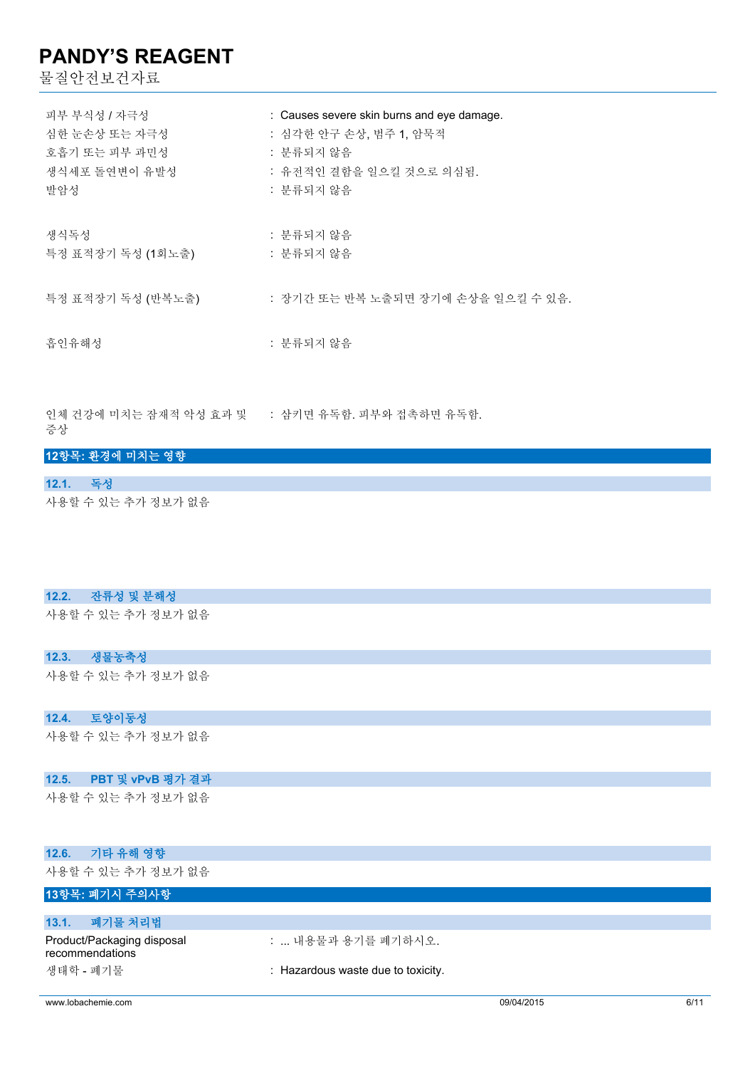| | |
|---|---|
| 피부 부식성 / 자극성 | : Causes severe skin burns and eye damage. |
| 심한 눈손상 또는 자극성 | : 심각한 안구 손상, 범주 1, 암묵적 |
| 호흡기 또는 피부 과민성 | : 분류되지 않음 |
| 생식세포 돌연변이 유발성 | : 유전적인 결함을 일으킬 것으로 의심됨. |
| 발암성 | : 분류되지 않음 |
| 생식독성 | : 분류되지 않음 |
| 특정 표적장기 독성 (1회노출) | : 분류되지 않음 |
| 특정 표적장기 독성 (반복노출) | : 장기간 또는 반복 노출되면 장기에 손상을 일으킬 수 있음. |
| 흡인유해성 | : 분류되지 않음 |
| 인체 건강에 미치는 잠재적 악성 효과 및 증상 | : 삼키면 유독함. 피부와 접촉하면 유독함. |

## 12항목: 환경에 미치는 영향

### 12.1. 독성

사용할 수 있는 추가 정보가 없음

### 12.2. 잔류성 및 분해성

사용할 수 있는 추가 정보가 없음

### 12.3. 생물농축성

사용할 수 있는 추가 정보가 없음

### 12.4. 토양이동성

사용할 수 있는 추가 정보가 없음

### 12.5. PBT 및 vPvB 평가 결과

사용할 수 있는 추가 정보가 없음

### 12.6. 기타 유해 영향

사용할 수 있는 추가 정보가 없음

## 13항목: 폐기시 주의사항

### 13.1. 폐기물 처리법

| | |
|---|---|
| Product/Packaging disposal recommendations | : ... 내용물과 용기를 폐기하시오. |
| 생태학 - 폐기물 | : Hazardous waste due to toxicity. |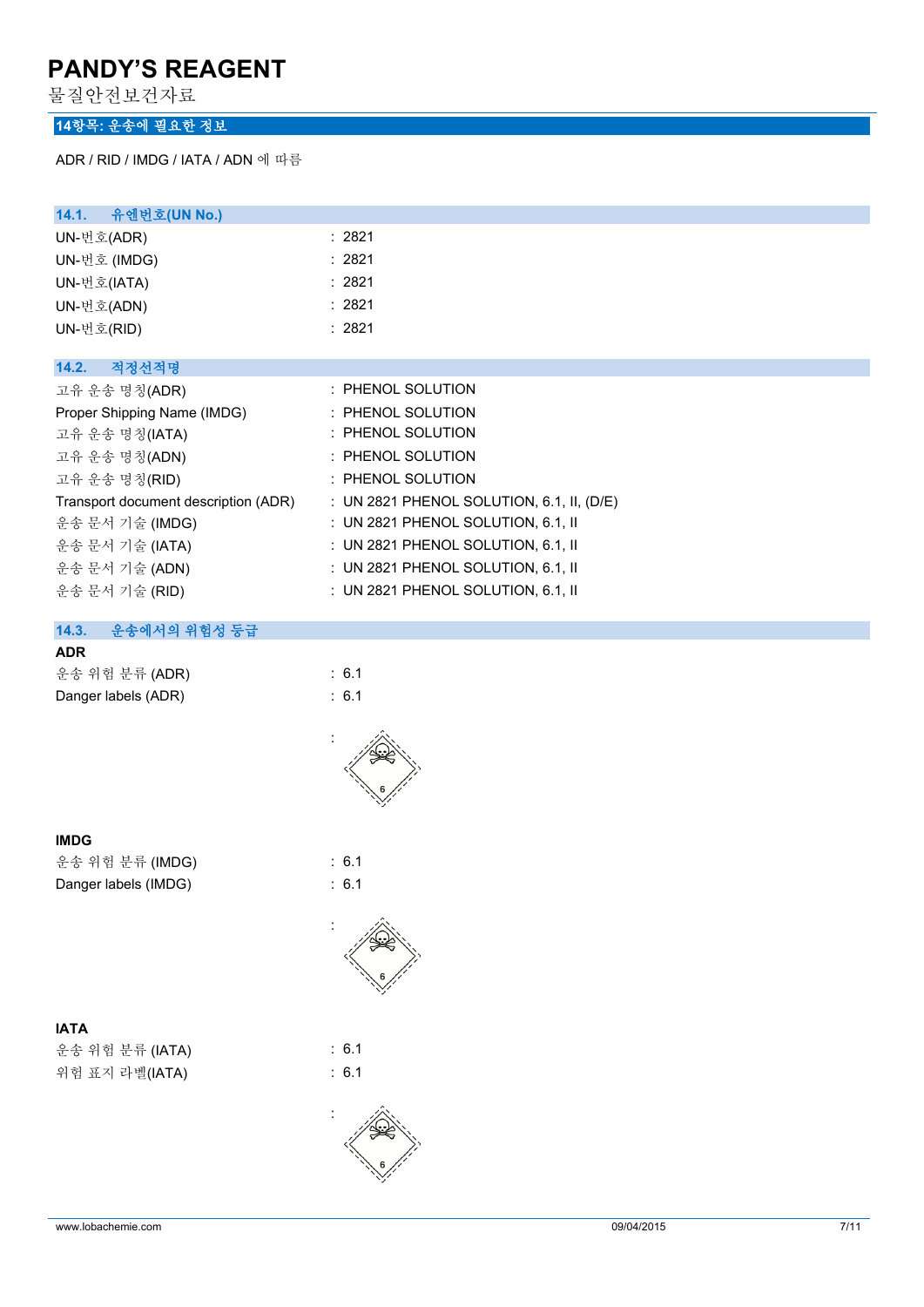# PANDY'S REAGENT

물질안전보건자료

## 14항목: 운송에 필요한 정보

ADR / RID / IMDG / IATA / ADN 에 따름

### 14.1. 유엔번호(UN No.)

| | |
|---|---|
| UN-번호(ADR) | : 2821 |
| UN-번호 (IMDG) | : 2821 |
| UN-번호(IATA) | : 2821 |
| UN-번호(ADN) | : 2821 |
| UN-번호(RID) | : 2821 |

### 14.2. 적정선적명

| | |
|---|---|
| 고유 운송 명칭(ADR) | : PHENOL SOLUTION |
| Proper Shipping Name (IMDG) | : PHENOL SOLUTION |
| 고유 운송 명칭(IATA) | : PHENOL SOLUTION |
| 고유 운송 명칭(ADN) | : PHENOL SOLUTION |
| 고유 운송 명칭(RID) | : PHENOL SOLUTION |
| Transport document description (ADR) | : UN 2821 PHENOL SOLUTION, 6.1, II, (D/E) |
| 운송 문서 기술 (IMDG) | : UN 2821 PHENOL SOLUTION, 6.1, II |
| 운송 문서 기술 (IATA) | : UN 2821 PHENOL SOLUTION, 6.1, II |
| 운송 문서 기술 (ADN) | : UN 2821 PHENOL SOLUTION, 6.1, II |
| 운송 문서 기술 (RID) | : UN 2821 PHENOL SOLUTION, 6.1, II |

### 14.3. 운송에서의 위험성 등급

**ADR**

| | |
|---|---|
| 운송 위험 분류 (ADR) | : 6.1 |
| Danger labels (ADR) | : 6.1 |

:

**IMDG**

| | |
|---|---|
| 운송 위험 분류 (IMDG) | : 6.1 |
| Danger labels (IMDG) | : 6.1 |

:

**IATA**

| | |
|---|---|
| 운송 위험 분류 (IATA) | : 6.1 |
| 위험 표지 라벨(IATA) | : 6.1 |

: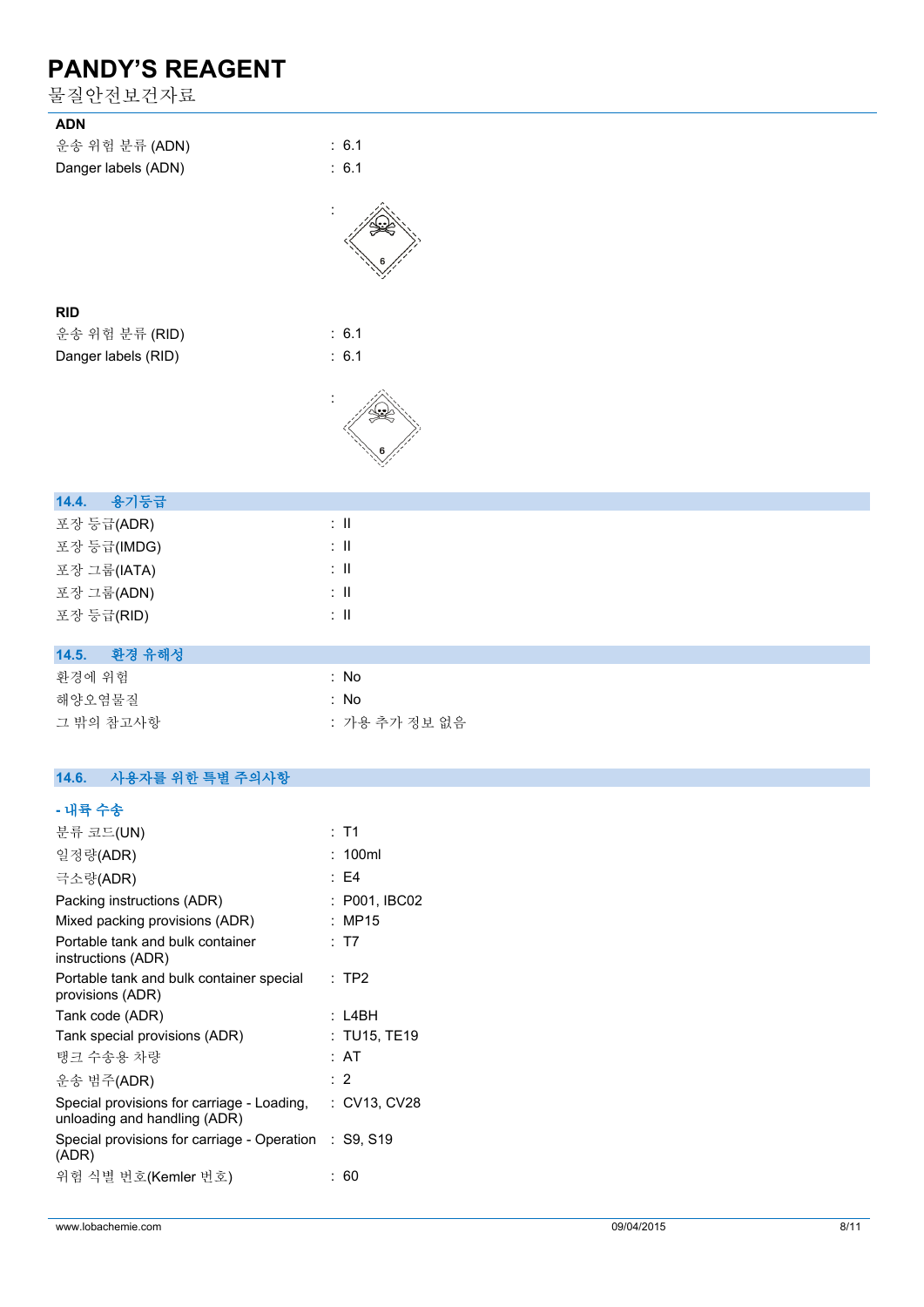**ADN**

| | |
|---|---|
| 운송 위험 분류 (ADN) | : 6.1 |
| Danger labels (ADN) | : 6.1 |
| | : |

**RID**

| | |
|---|---|
| 운송 위험 분류 (RID) | : 6.1 |
| Danger labels (RID) | : 6.1 |
| | : |

## 14.4. 용기등급

| | |
|---|---|
| 포장 등급(ADR) | : II |
| 포장 등급(IMDG) | : II |
| 포장 그룹(IATA) | : II |
| 포장 그룹(ADN) | : II |
| 포장 등급(RID) | : II |

## 14.5. 환경 유해성

| | |
|---|---|
| 환경에 위험 | : No |
| 해양오염물질 | : No |
| 그 밖의 참고사항 | : 가용 추가 정보 없음 |

## 14.6. 사용자를 위한 특별 주의사항

**- 내륙 수송**

| | |
|---|---|
| 분류 코드(UN) | : T1 |
| 일정량(ADR) | : 100ml |
| 극소량(ADR) | : E4 |
| Packing instructions (ADR) | : P001, IBC02 |
| Mixed packing provisions (ADR) | : MP15 |
| Portable tank and bulk container instructions (ADR) | : T7 |
| Portable tank and bulk container special provisions (ADR) | : TP2 |
| Tank code (ADR) | : L4BH |
| Tank special provisions (ADR) | : TU15, TE19 |
| 탱크 수송용 차량 | : AT |
| 운송 범주(ADR) | : 2 |
| Special provisions for carriage - Loading, unloading and handling (ADR) | : CV13, CV28 |
| Special provisions for carriage - Operation (ADR) | : S9, S19 |
| 위험 식별 번호(Kemler 번호) | : 60 |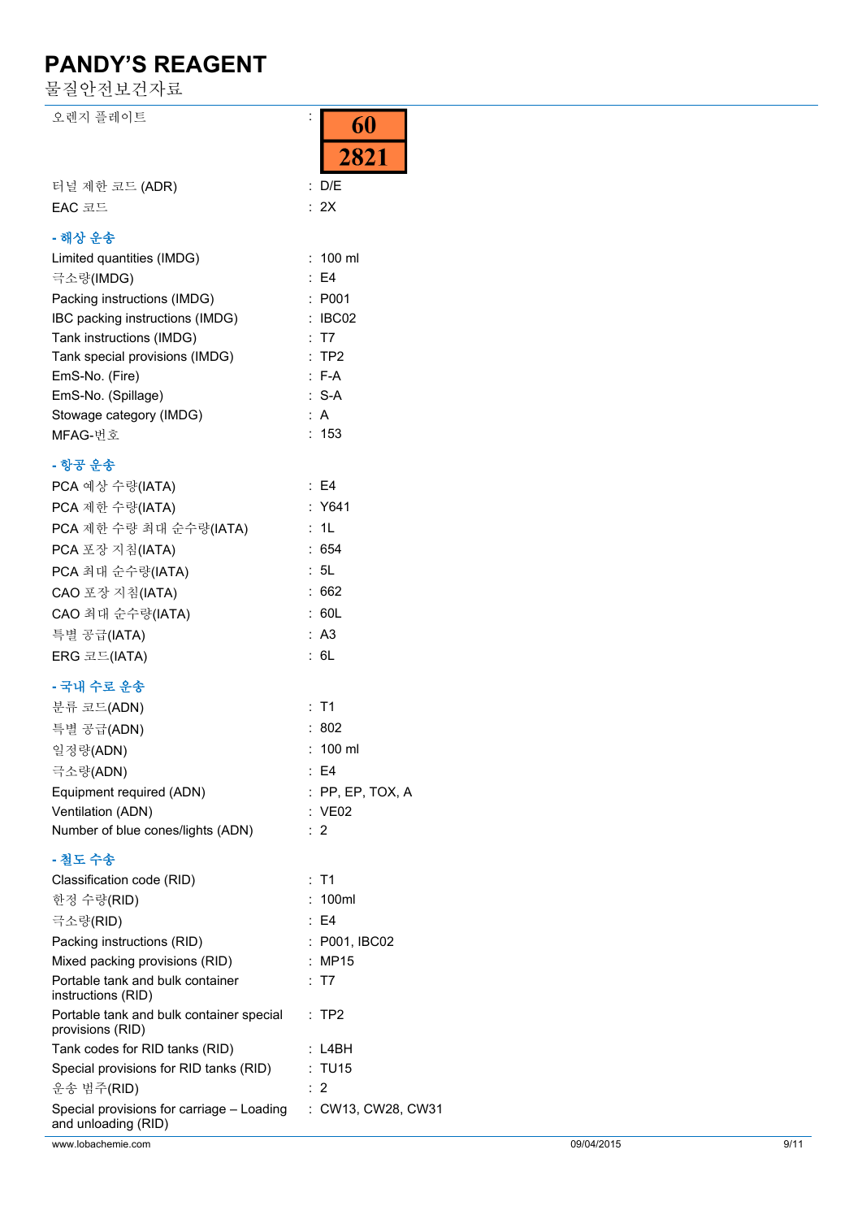| | | |
|---|---|---|
| 오렌지 플레이트 | : | 60<br>2821 |
| 터널 제한 코드 (ADR) | : | D/E |
| EAC 코드 | : | 2X |

**- 해상 운송**

| | | |
|---|---|---|
| Limited quantities (IMDG) | : | 100 ml |
| 극소량(IMDG) | : | E4 |
| Packing instructions (IMDG) | : | P001 |
| IBC packing instructions (IMDG) | : | IBC02 |
| Tank instructions (IMDG) | : | T7 |
| Tank special provisions (IMDG) | : | TP2 |
| EmS-No. (Fire) | : | F-A |
| EmS-No. (Spillage) | : | S-A |
| Stowage category (IMDG) | : | A |
| MFAG-번호 | : | 153 |

**- 항공 운송**

| | | |
|---|---|---|
| PCA 예상 수량(IATA) | : | E4 |
| PCA 제한 수량(IATA) | : | Y641 |
| PCA 제한 수량 최대 순수량(IATA) | : | 1L |
| PCA 포장 지침(IATA) | : | 654 |
| PCA 최대 순수량(IATA) | : | 5L |
| CAO 포장 지침(IATA) | : | 662 |
| CAO 최대 순수량(IATA) | : | 60L |
| 특별 공급(IATA) | : | A3 |
| ERG 코드(IATA) | : | 6L |

**- 국내 수로 운송**

| | | |
|---|---|---|
| 분류 코드(ADN) | : | T1 |
| 특별 공급(ADN) | : | 802 |
| 일정량(ADN) | : | 100 ml |
| 극소량(ADN) | : | E4 |
| Equipment required (ADN) | : | PP, EP, TOX, A |
| Ventilation (ADN) | : | VE02 |
| Number of blue cones/lights (ADN) | : | 2 |

**- 철도 수송**

| | | |
|---|---|---|
| Classification code (RID) | : | T1 |
| 한정 수량(RID) | : | 100ml |
| 극소량(RID) | : | E4 |
| Packing instructions (RID) | : | P001, IBC02 |
| Mixed packing provisions (RID) | : | MP15 |
| Portable tank and bulk container instructions (RID) | : | T7 |
| Portable tank and bulk container special provisions (RID) | : | TP2 |
| Tank codes for RID tanks (RID) | : | L4BH |
| Special provisions for RID tanks (RID) | : | TU15 |
| 운송 범주(RID) | : | 2 |
| Special provisions for carriage – Loading and unloading (RID) | : | CW13, CW28, CW31 |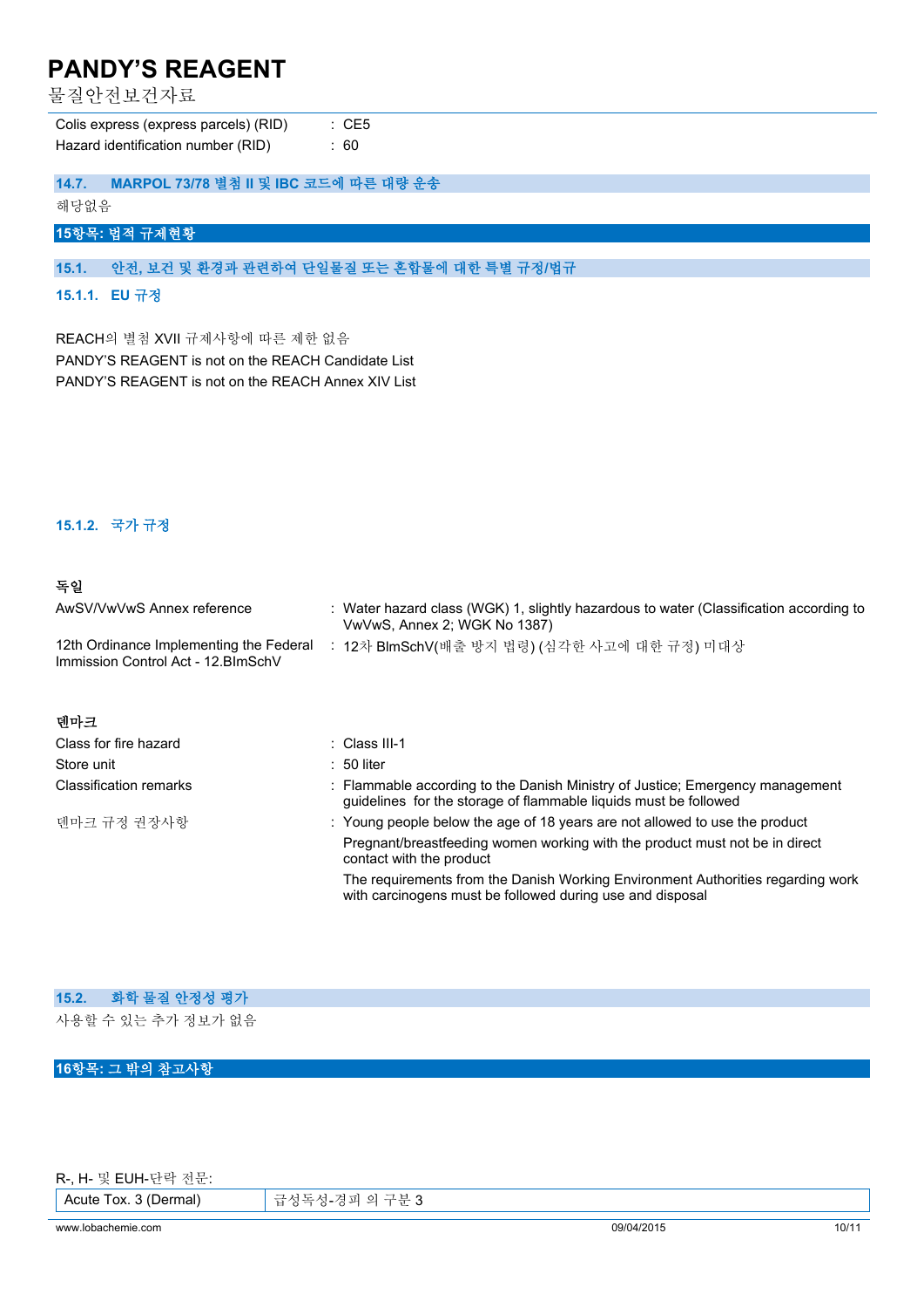| | |
|---|---|
| Colis express (express parcels) (RID) | : CE5 |
| Hazard identification number (RID) | : 60 |

### 14.7. MARPOL 73/78 별첨 II 및 IBC 코드에 따른 대량 운송

해당없음

## 15항목: 법적 규제현황

### 15.1. 안전, 보건 및 환경과 관련하여 단일물질 또는 혼합물에 대한 특별 규정/법규

#### 15.1.1. EU 규정

REACH의 별첨 XVII 규제사항에 따른 제한 없음
PANDY'S REAGENT is not on the REACH Candidate List
PANDY'S REAGENT is not on the REACH Annex XIV List

#### 15.1.2. 국가 규정

**독일**

| | |
|---|---|
| AwSV/VwVwS Annex reference | : Water hazard class (WGK) 1, slightly hazardous to water (Classification according to VwVwS, Annex 2; WGK No 1387) |
| 12th Ordinance Implementing the Federal Immission Control Act - 12.BImSchV | : 12차 BImSchV(배출 방지 법령) (심각한 사고에 대한 규정) 미대상 |

**덴마크**

| | |
|---|---|
| Class for fire hazard | : Class III-1 |
| Store unit | : 50 liter |
| Classification remarks | : Flammable according to the Danish Ministry of Justice; Emergency management guidelines for the storage of flammable liquids must be followed |
| 덴마크 규정 권장사항 | : Young people below the age of 18 years are not allowed to use the product<br>Pregnant/breastfeeding women working with the product must not be in direct contact with the product<br>The requirements from the Danish Working Environment Authorities regarding work with carcinogens must be followed during use and disposal |

### 15.2. 화학 물질 안정성 평가

사용할 수 있는 추가 정보가 없음

## 16항목: 그 밖의 참고사항

R-, H- 및 EUH-단락 전문:

| | |
|---|---|
| Acute Tox. 3 (Dermal) | 급성독성-경피 의 구분 3 |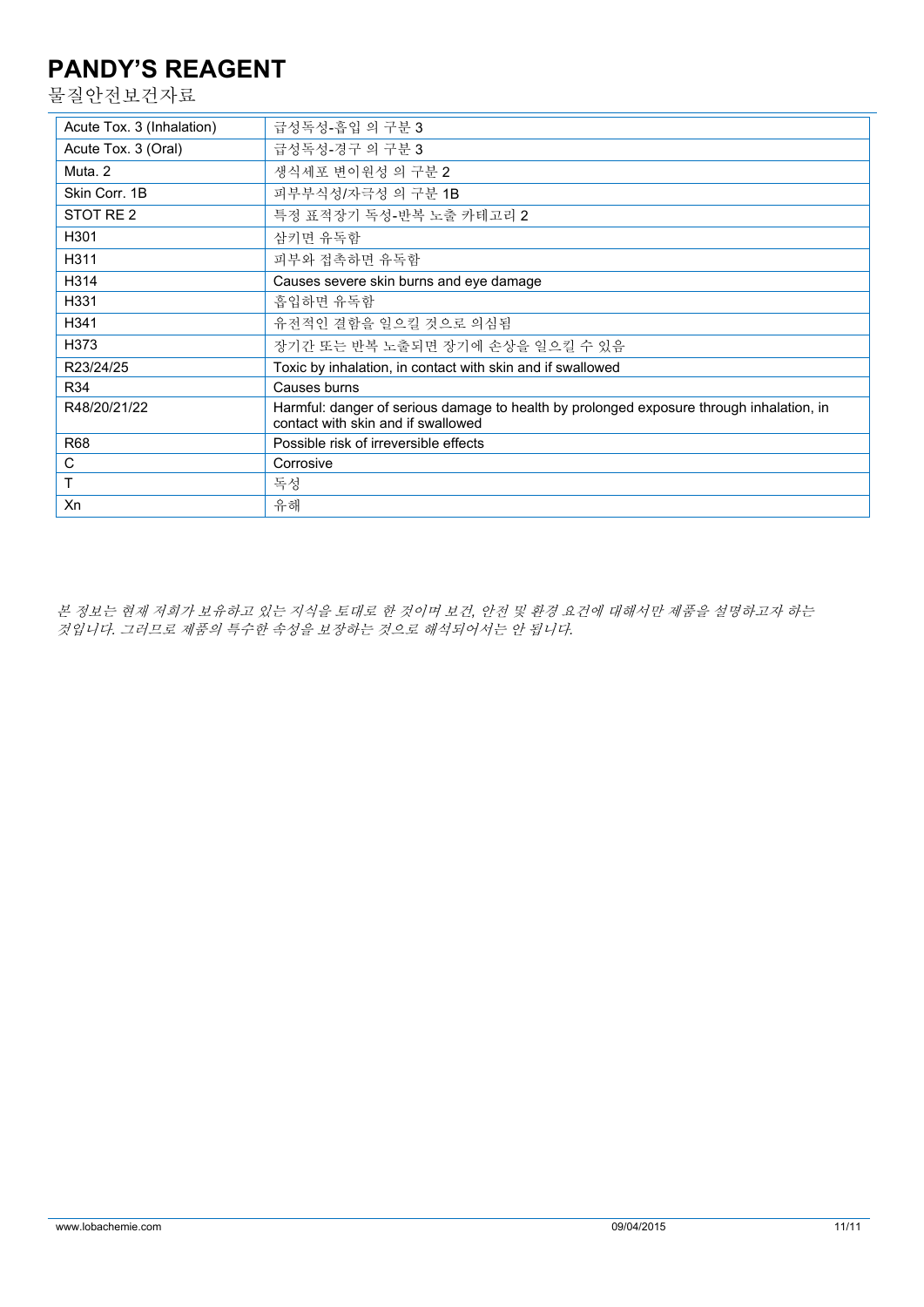| | |
|---|---|
| Acute Tox. 3 (Inhalation) | 급성독성-흡입 의 구분 3 |
| Acute Tox. 3 (Oral) | 급성독성-경구 의 구분 3 |
| Muta. 2 | 생식세포 변이원성 의 구분 2 |
| Skin Corr. 1B | 피부부식성/자극성 의 구분 1B |
| STOT RE 2 | 특정 표적장기 독성-반복 노출 카테고리 2 |
| H301 | 삼키면 유독함 |
| H311 | 피부와 접촉하면 유독함 |
| H314 | Causes severe skin burns and eye damage |
| H331 | 흡입하면 유독함 |
| H341 | 유전적인 결함을 일으킬 것으로 의심됨 |
| H373 | 장기간 또는 반복 노출되면 장기에 손상을 일으킬 수 있음 |
| R23/24/25 | Toxic by inhalation, in contact with skin and if swallowed |
| R34 | Causes burns |
| R48/20/21/22 | Harmful: danger of serious damage to health by prolonged exposure through inhalation, in contact with skin and if swallowed |
| R68 | Possible risk of irreversible effects |
| C | Corrosive |
| T | 독성 |
| Xn | 유해 |

*본 정보는 현재 저희가 보유하고 있는 지식을 토대로 한 것이며 보건, 안전 및 환경 요건에 대해서만 제품을 설명하고자 하는 것입니다. 그러므로 제품의 특수한 속성을 보장하는 것으로 해석되어서는 안 됩니다.*